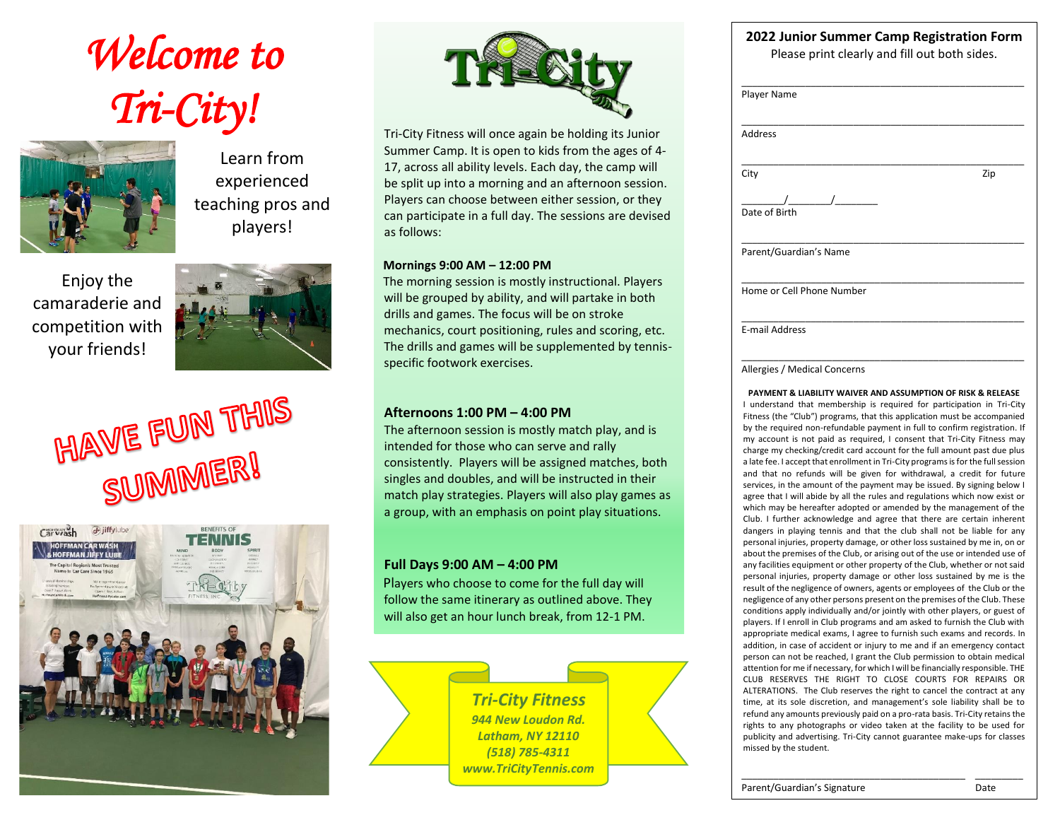# Welcome to Tri-City!

Learn from experienced teaching pros and players!

Enjoy the camaraderie and competition with your friends!

HAVE FUN THIS SUMMER!

Tri-City Fitness will once again be holding its Junior Summer Camp. It is open to kids from the ages of 4-17, across all ability levels. Each day, the camp will be split up into a morning and an afternoon session. Players can choose between either session, or they can participate in a full day. The sessions are devised as follows:

**Mornings 9:00 AM – 12:00 PM**

The morning session is mostly instructional. Players will be grouped by ability, and will partake in both drills and games. The focus will be on stroke mechanics, court positioning, rules and scoring, etc. The drills and games will be supplemented by tennis-specific footwork exercises.

**Afternoons 1:00 PM – 4:00 PM**

The afternoon session is mostly match play, and is intended for those who can serve and rally consistently. Players will be assigned matches, both singles and doubles, and will be instructed in their match play strategies. Players will also play games as a group, with an emphasis on point play situations.

**Full Days 9:00 AM – 4:00 PM**

Players who choose to come for the full day will follow the same itinerary as outlined above. They will also get an hour lunch break, from 12-1 PM.

***Tri-City Fitness***
***944 New Loudon Rd.***
***Latham, NY 12110***
***(518) 785-4311***
***www.TriCityTennis.com***

## 2022 Junior Summer Camp Registration Form

Please print clearly and fill out both sides.

______________________________________________
Player Name

______________________________________________
Address

______________________________________________
City Zip

________/________/________
Date of Birth

______________________________________________
Parent/Guardian's Name

______________________________________________
Home or Cell Phone Number

______________________________________________
E-mail Address

______________________________________________
Allergies / Medical Concerns

**PAYMENT & LIABILITY WAIVER AND ASSUMPTION OF RISK & RELEASE**

I understand that membership is required for participation in Tri-City Fitness (the "Club") programs, that this application must be accompanied by the required non-refundable payment in full to confirm registration. If my account is not paid as required, I consent that Tri-City Fitness may charge my checking/credit card account for the full amount past due plus a late fee. I accept that enrollment in Tri-City programs is for the full session and that no refunds will be given for withdrawal, a credit for future services, in the amount of the payment may be issued. By signing below I agree that I will abide by all the rules and regulations which now exist or which may be hereafter adopted or amended by the management of the Club. I further acknowledge and agree that there are certain inherent dangers in playing tennis and that the club shall not be liable for any personal injuries, property damage, or other loss sustained by me in, on or about the premises of the Club, or arising out of the use or intended use of any facilities equipment or other property of the Club, whether or not said personal injuries, property damage or other loss sustained by me is the result of the negligence of owners, agents or employees of the Club or the negligence of any other persons present on the premises of the Club. These conditions apply individually and/or jointly with other players, or guest of players. If I enroll in Club programs and am asked to furnish the Club with appropriate medical exams, I agree to furnish such exams and records. In addition, in case of accident or injury to me and if an emergency contact person can not be reached, I grant the Club permission to obtain medical attention for me if necessary, for which I will be financially responsible. THE CLUB RESERVES THE RIGHT TO CLOSE COURTS FOR REPAIRS OR ALTERATIONS. The Club reserves the right to cancel the contract at any time, at its sole discretion, and management's sole liability shall be to refund any amounts previously paid on a pro-rata basis. Tri-City retains the rights to any photographs or video taken at the facility to be used for publicity and advertising. Tri-City cannot guarantee make-ups for classes missed by the student.

______________________________________ __________
Parent/Guardian's Signature Date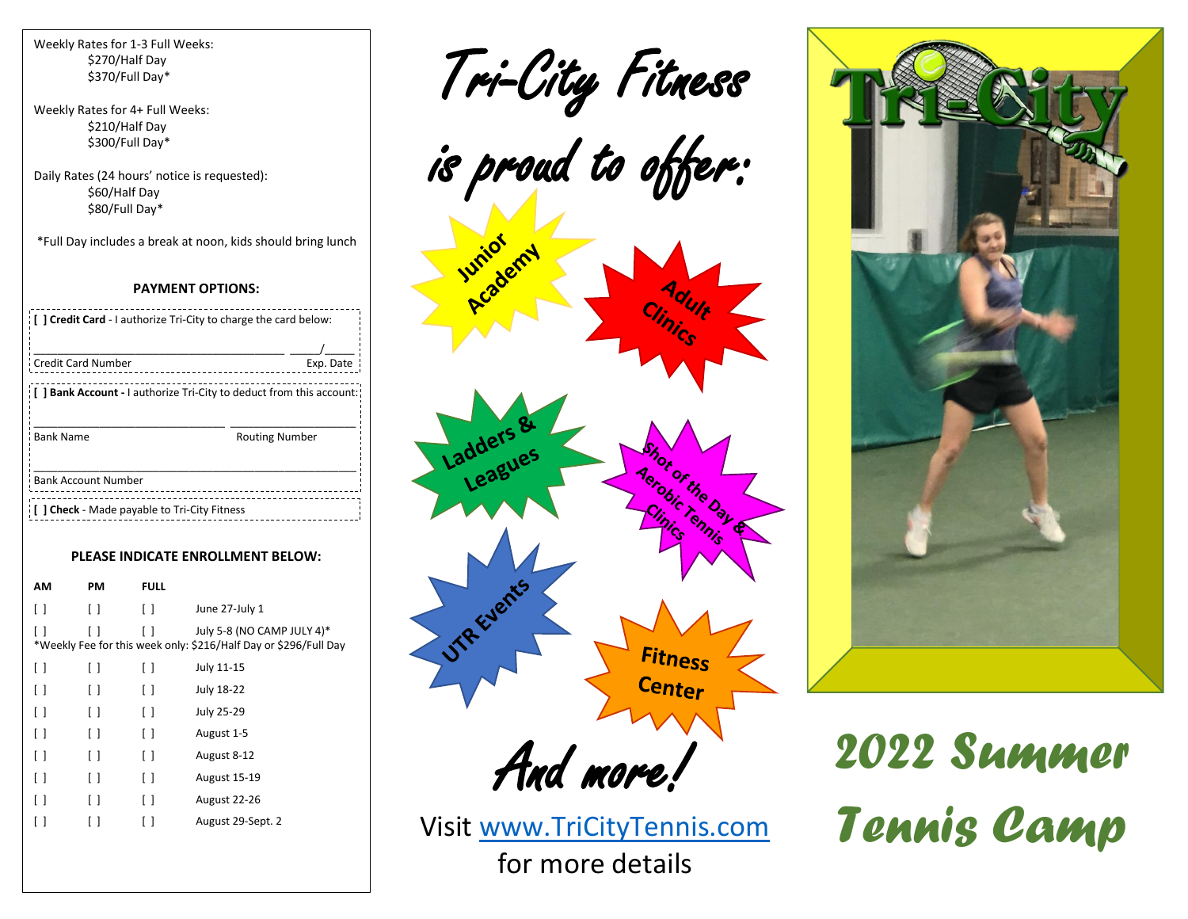Weekly Rates for 1-3 Full Weeks:

$270/Half Day

$370/Full Day*

Weekly Rates for 4+ Full Weeks:

$210/Half Day

$300/Full Day*

Daily Rates (24 hours' notice is requested):

$60/Half Day

$80/Full Day*

*Full Day includes a break at noon, kids should bring lunch

**PAYMENT OPTIONS:**

**[ ] Credit Card** - I authorize Tri-City to charge the card below:

______________________________________ _____/_____

Credit Card Number Exp. Date

**[ ] Bank Account -** I authorize Tri-City to deduct from this account:

____________________________ ____________________

Bank Name Routing Number

__________________________________________________

Bank Account Number

**[ ] Check** - Made payable to Tri-City Fitness

**PLEASE INDICATE ENROLLMENT BELOW:**

| AM | PM | FULL | |
|---|---|---|---|
| [ ] | [ ] | [ ] | June 27-July 1 |
| [ ] | [ ] | [ ] | July 5-8 (NO CAMP JULY 4)* |
| *Weekly Fee for this week only: $216/Half Day or $296/Full Day | | | |
| [ ] | [ ] | [ ] | July 11-15 |
| [ ] | [ ] | [ ] | July 18-22 |
| [ ] | [ ] | [ ] | July 25-29 |
| [ ] | [ ] | [ ] | August 1-5 |
| [ ] | [ ] | [ ] | August 8-12 |
| [ ] | [ ] | [ ] | August 15-19 |
| [ ] | [ ] | [ ] | August 22-26 |
| [ ] | [ ] | [ ] | August 29-Sept. 2 |

# Tri-City Fitness is proud to offer:

- Junior Academy
- Adult Clinics
- Ladders & Leagues
- Shot of the Day & Aerobic Tennis Clinics
- UTR Events
- Fitness Center

And more!

Visit www.TriCityTennis.com for more details

Tri-City

# 2022 Summer Tennis Camp